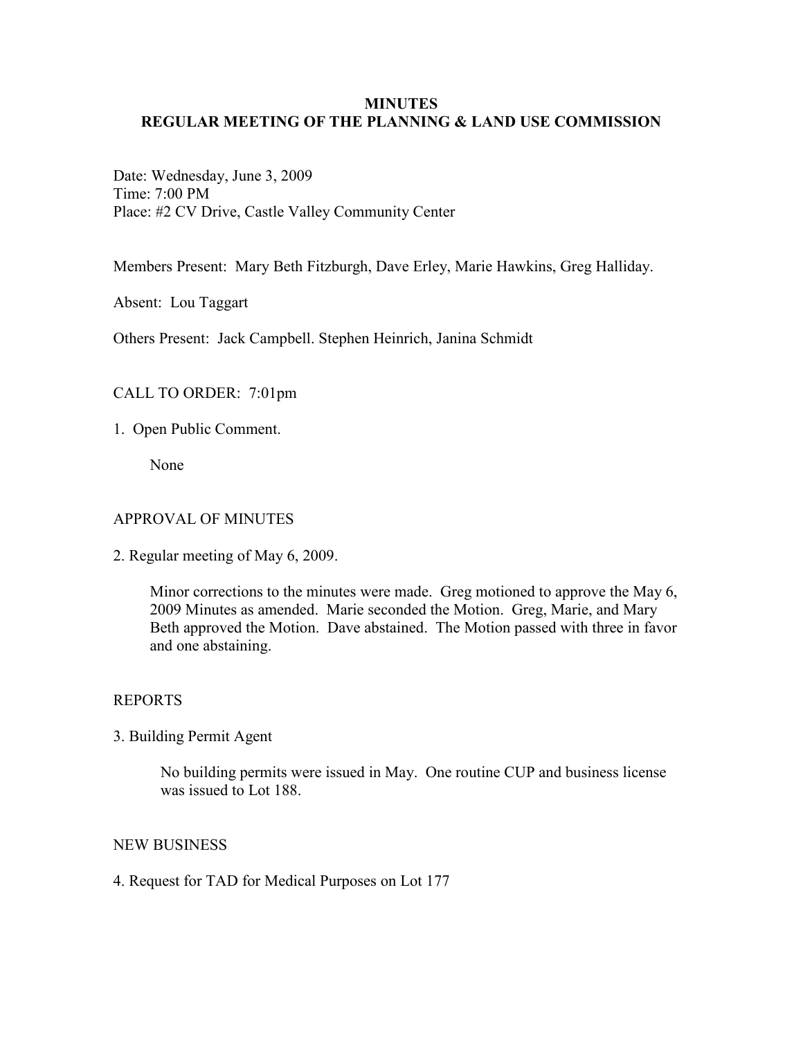# MINUTES
## REGULAR MEETING OF THE PLANNING & LAND USE COMMISSION

Date: Wednesday, June 3, 2009
Time: 7:00 PM
Place: #2 CV Drive, Castle Valley Community Center

Members Present: Mary Beth Fitzburgh, Dave Erley, Marie Hawkins, Greg Halliday.

Absent: Lou Taggart

Others Present: Jack Campbell. Stephen Heinrich, Janina Schmidt

CALL TO ORDER: 7:01pm

1. Open Public Comment.

   None

APPROVAL OF MINUTES

2. Regular meeting of May 6, 2009.

   Minor corrections to the minutes were made. Greg motioned to approve the May 6, 2009 Minutes as amended. Marie seconded the Motion. Greg, Marie, and Mary Beth approved the Motion. Dave abstained. The Motion passed with three in favor and one abstaining.

REPORTS

3. Building Permit Agent

   No building permits were issued in May. One routine CUP and business license was issued to Lot 188.

NEW BUSINESS

4. Request for TAD for Medical Purposes on Lot 177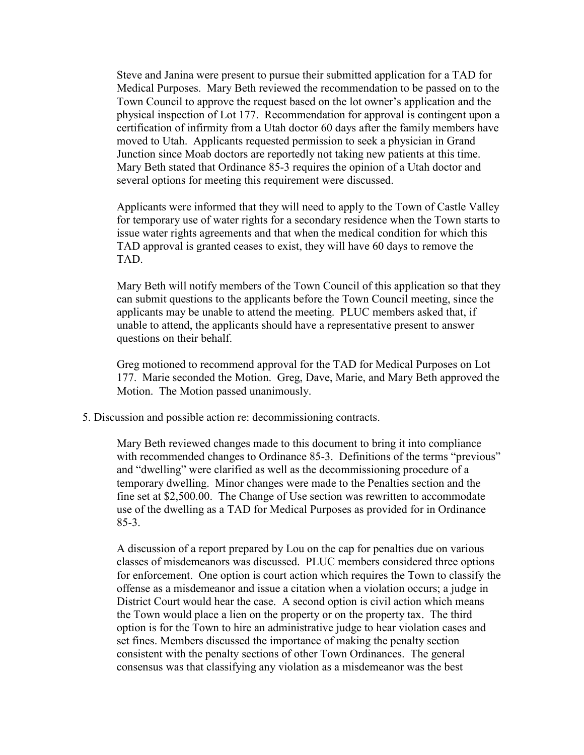Steve and Janina were present to pursue their submitted application for a TAD for Medical Purposes. Mary Beth reviewed the recommendation to be passed on to the Town Council to approve the request based on the lot owner's application and the physical inspection of Lot 177. Recommendation for approval is contingent upon a certification of infirmity from a Utah doctor 60 days after the family members have moved to Utah. Applicants requested permission to seek a physician in Grand Junction since Moab doctors are reportedly not taking new patients at this time. Mary Beth stated that Ordinance 85-3 requires the opinion of a Utah doctor and several options for meeting this requirement were discussed.

Applicants were informed that they will need to apply to the Town of Castle Valley for temporary use of water rights for a secondary residence when the Town starts to issue water rights agreements and that when the medical condition for which this TAD approval is granted ceases to exist, they will have 60 days to remove the TAD.

Mary Beth will notify members of the Town Council of this application so that they can submit questions to the applicants before the Town Council meeting, since the applicants may be unable to attend the meeting. PLUC members asked that, if unable to attend, the applicants should have a representative present to answer questions on their behalf.

Greg motioned to recommend approval for the TAD for Medical Purposes on Lot 177. Marie seconded the Motion. Greg, Dave, Marie, and Mary Beth approved the Motion. The Motion passed unanimously.

5. Discussion and possible action re: decommissioning contracts.

Mary Beth reviewed changes made to this document to bring it into compliance with recommended changes to Ordinance 85-3. Definitions of the terms "previous" and "dwelling" were clarified as well as the decommissioning procedure of a temporary dwelling. Minor changes were made to the Penalties section and the fine set at $2,500.00. The Change of Use section was rewritten to accommodate use of the dwelling as a TAD for Medical Purposes as provided for in Ordinance 85-3.

A discussion of a report prepared by Lou on the cap for penalties due on various classes of misdemeanors was discussed. PLUC members considered three options for enforcement. One option is court action which requires the Town to classify the offense as a misdemeanor and issue a citation when a violation occurs; a judge in District Court would hear the case. A second option is civil action which means the Town would place a lien on the property or on the property tax. The third option is for the Town to hire an administrative judge to hear violation cases and set fines. Members discussed the importance of making the penalty section consistent with the penalty sections of other Town Ordinances. The general consensus was that classifying any violation as a misdemeanor was the best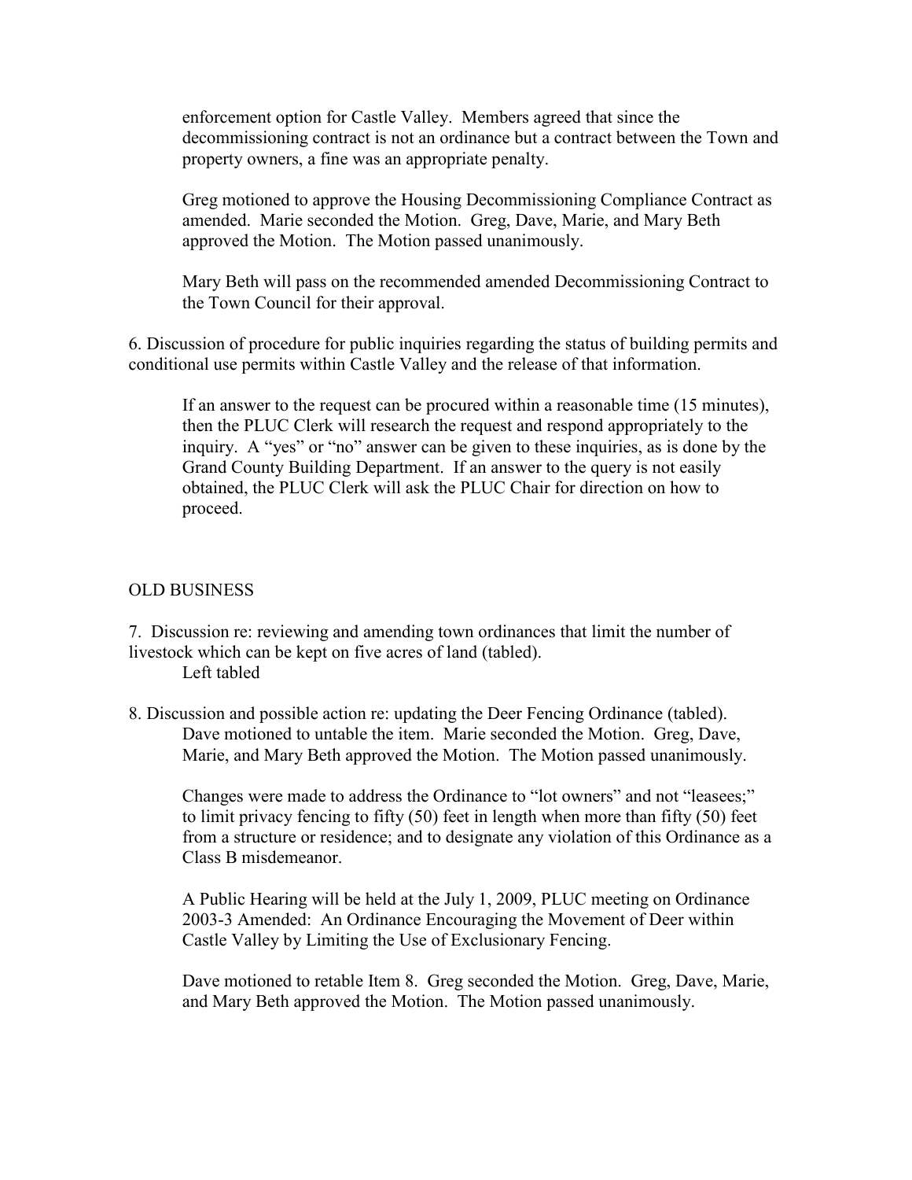enforcement option for Castle Valley. Members agreed that since the decommissioning contract is not an ordinance but a contract between the Town and property owners, a fine was an appropriate penalty.

Greg motioned to approve the Housing Decommissioning Compliance Contract as amended. Marie seconded the Motion. Greg, Dave, Marie, and Mary Beth approved the Motion. The Motion passed unanimously.

Mary Beth will pass on the recommended amended Decommissioning Contract to the Town Council for their approval.

6. Discussion of procedure for public inquiries regarding the status of building permits and conditional use permits within Castle Valley and the release of that information.

If an answer to the request can be procured within a reasonable time (15 minutes), then the PLUC Clerk will research the request and respond appropriately to the inquiry. A "yes" or "no" answer can be given to these inquiries, as is done by the Grand County Building Department. If an answer to the query is not easily obtained, the PLUC Clerk will ask the PLUC Chair for direction on how to proceed.

OLD BUSINESS

7. Discussion re: reviewing and amending town ordinances that limit the number of livestock which can be kept on five acres of land (tabled).

Left tabled

8. Discussion and possible action re: updating the Deer Fencing Ordinance (tabled).

Dave motioned to untable the item. Marie seconded the Motion. Greg, Dave, Marie, and Mary Beth approved the Motion. The Motion passed unanimously.

Changes were made to address the Ordinance to "lot owners" and not "leasees;" to limit privacy fencing to fifty (50) feet in length when more than fifty (50) feet from a structure or residence; and to designate any violation of this Ordinance as a Class B misdemeanor.

A Public Hearing will be held at the July 1, 2009, PLUC meeting on Ordinance 2003-3 Amended: An Ordinance Encouraging the Movement of Deer within Castle Valley by Limiting the Use of Exclusionary Fencing.

Dave motioned to retable Item 8. Greg seconded the Motion. Greg, Dave, Marie, and Mary Beth approved the Motion. The Motion passed unanimously.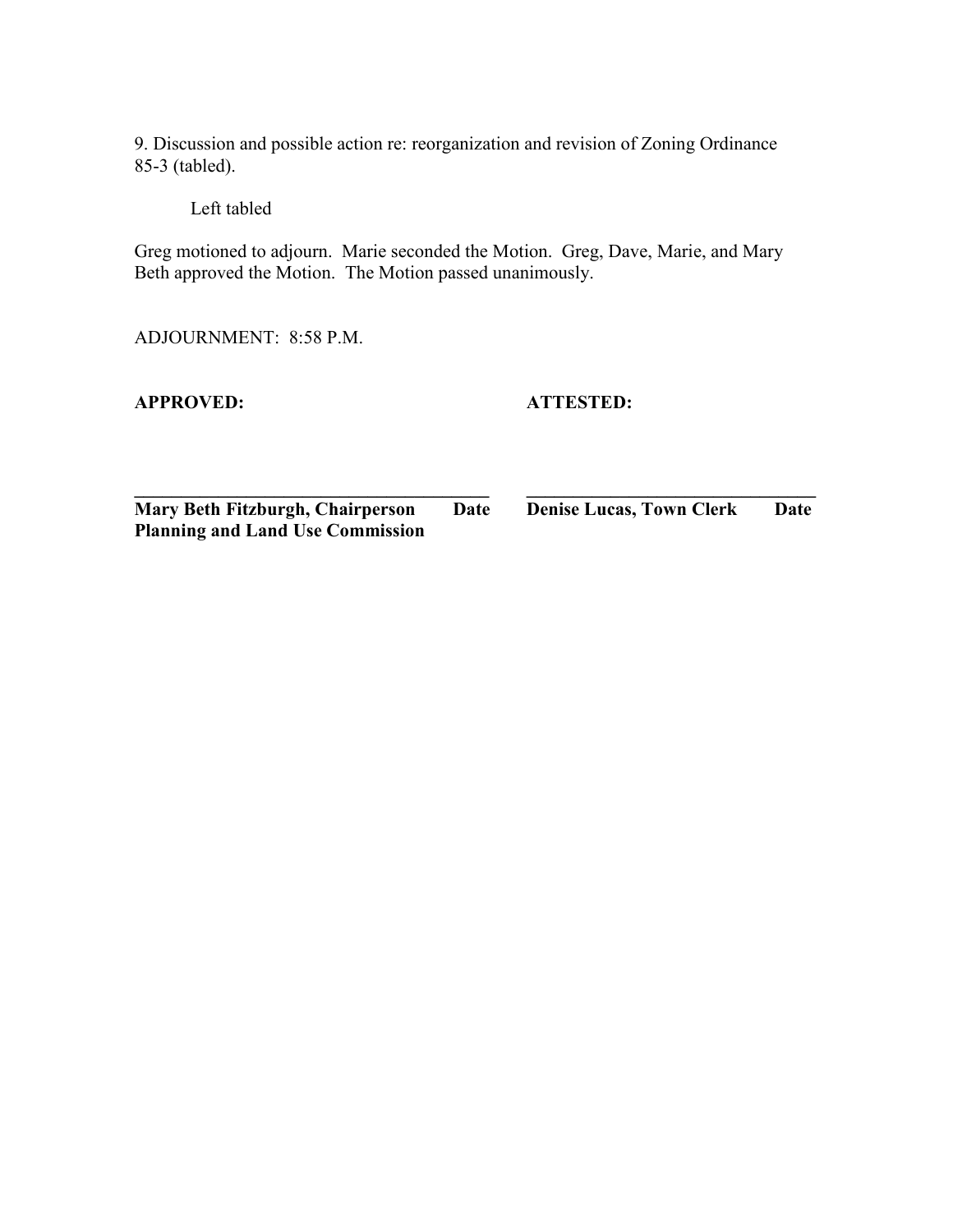9. Discussion and possible action re: reorganization and revision of Zoning Ordinance 85-3 (tabled).

Left tabled

Greg motioned to adjourn. Marie seconded the Motion. Greg, Dave, Marie, and Mary Beth approved the Motion. The Motion passed unanimously.

ADJOURNMENT: 8:58 P.M.

**APPROVED:** **ATTESTED:**

**\_\_\_\_\_\_\_\_\_\_\_\_\_\_\_\_\_\_\_\_\_\_\_\_\_\_\_\_\_\_\_\_\_\_\_\_\_\_\_**
**Mary Beth Fitzburgh, Chairperson Date**
**Planning and Land Use Commission**

**\_\_\_\_\_\_\_\_\_\_\_\_\_\_\_\_\_\_\_\_\_\_\_\_\_\_\_\_\_\_\_\_\_\_\_\_\_\_\_**
**Denise Lucas, Town Clerk Date**